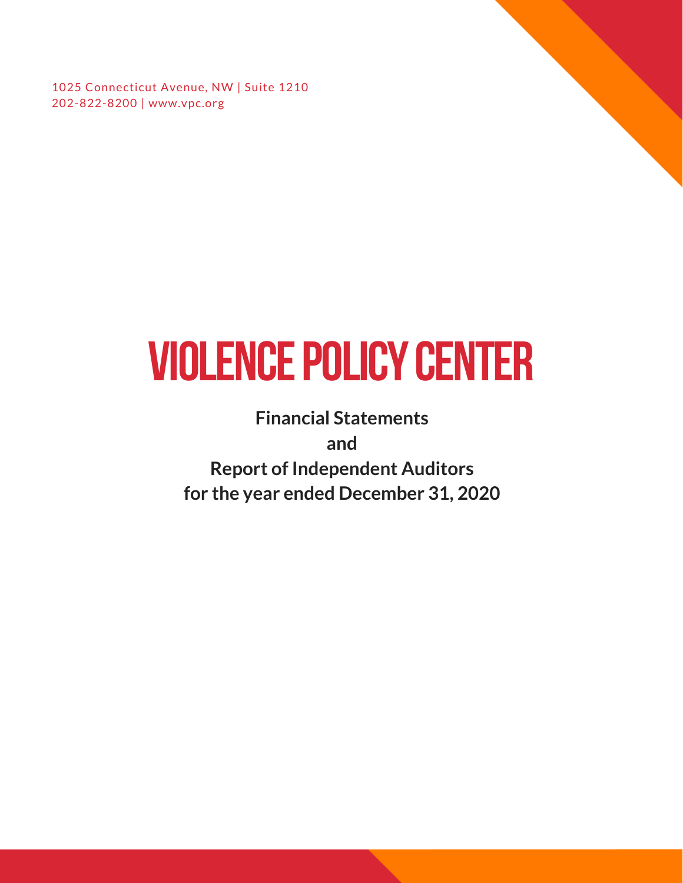1025 Connecticut Avenue, NW | Suite 1210
202-822-8200 | www.vpc.org

# VIOLENCE POLICY CENTER

**Financial Statements**

**and**

**Report of Independent Auditors**

**for the year ended December 31, 2020**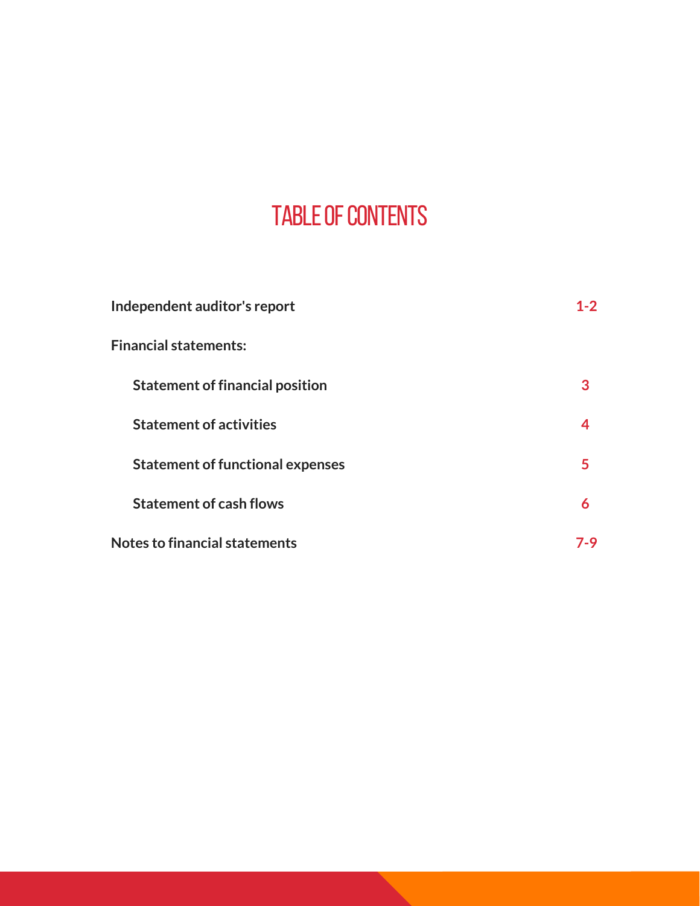# TABLE OF CONTENTS

| | |
|---|---|
| **Independent auditor's report** | **1-2** |
| **Financial statements:** | |
| **Statement of financial position** | **3** |
| **Statement of activities** | **4** |
| **Statement of functional expenses** | **5** |
| **Statement of cash flows** | **6** |
| **Notes to financial statements** | **7-9** |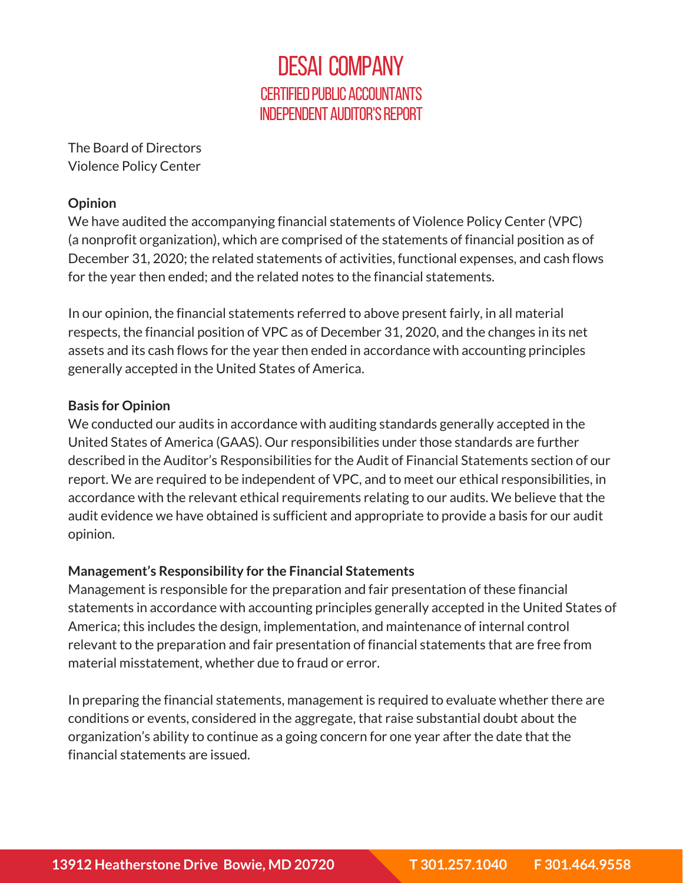# DESAI COMPANY

## CERTIFIED PUBLIC ACCOUNTANTS
## INDEPENDENT AUDITOR'S REPORT

The Board of Directors
Violence Policy Center

**Opinion**

We have audited the accompanying financial statements of Violence Policy Center (VPC) (a nonprofit organization), which are comprised of the statements of financial position as of December 31, 2020; the related statements of activities, functional expenses, and cash flows for the year then ended; and the related notes to the financial statements.

In our opinion, the financial statements referred to above present fairly, in all material respects, the financial position of VPC as of December 31, 2020, and the changes in its net assets and its cash flows for the year then ended in accordance with accounting principles generally accepted in the United States of America.

**Basis for Opinion**

We conducted our audits in accordance with auditing standards generally accepted in the United States of America (GAAS). Our responsibilities under those standards are further described in the Auditor's Responsibilities for the Audit of Financial Statements section of our report. We are required to be independent of VPC, and to meet our ethical responsibilities, in accordance with the relevant ethical requirements relating to our audits. We believe that the audit evidence we have obtained is sufficient and appropriate to provide a basis for our audit opinion.

**Management's Responsibility for the Financial Statements**

Management is responsible for the preparation and fair presentation of these financial statements in accordance with accounting principles generally accepted in the United States of America; this includes the design, implementation, and maintenance of internal control relevant to the preparation and fair presentation of financial statements that are free from material misstatement, whether due to fraud or error.

In preparing the financial statements, management is required to evaluate whether there are conditions or events, considered in the aggregate, that raise substantial doubt about the organization's ability to continue as a going concern for one year after the date that the financial statements are issued.

13912 Heatherstone Drive Bowie, MD 20720 T 301.257.1040 F 301.464.9558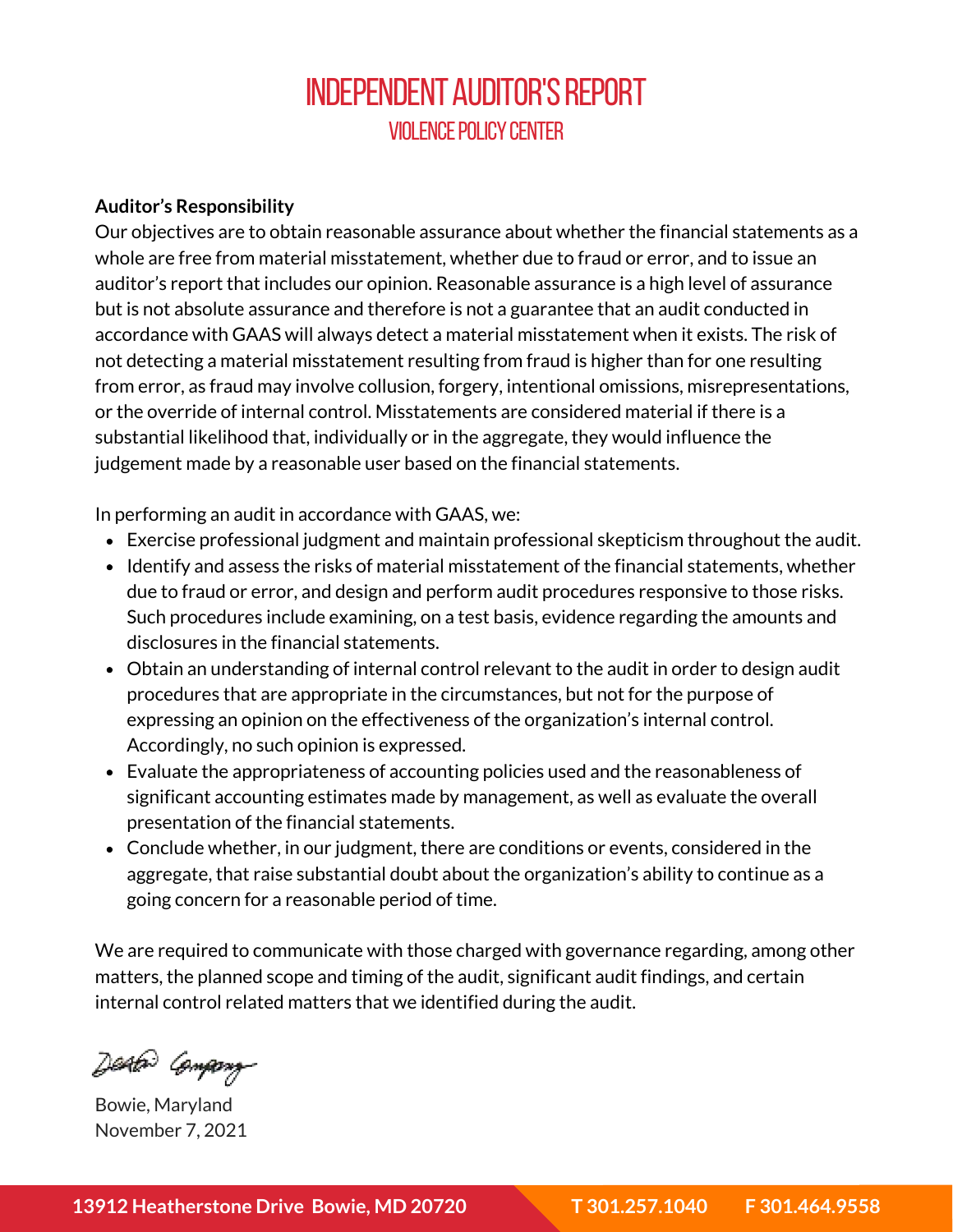# INDEPENDENT AUDITOR'S REPORT

## VIOLENCE POLICY CENTER

**Auditor's Responsibility**

Our objectives are to obtain reasonable assurance about whether the financial statements as a whole are free from material misstatement, whether due to fraud or error, and to issue an auditor's report that includes our opinion. Reasonable assurance is a high level of assurance but is not absolute assurance and therefore is not a guarantee that an audit conducted in accordance with GAAS will always detect a material misstatement when it exists. The risk of not detecting a material misstatement resulting from fraud is higher than for one resulting from error, as fraud may involve collusion, forgery, intentional omissions, misrepresentations, or the override of internal control. Misstatements are considered material if there is a substantial likelihood that, individually or in the aggregate, they would influence the judgement made by a reasonable user based on the financial statements.

In performing an audit in accordance with GAAS, we:

- Exercise professional judgment and maintain professional skepticism throughout the audit.
- Identify and assess the risks of material misstatement of the financial statements, whether due to fraud or error, and design and perform audit procedures responsive to those risks. Such procedures include examining, on a test basis, evidence regarding the amounts and disclosures in the financial statements.
- Obtain an understanding of internal control relevant to the audit in order to design audit procedures that are appropriate in the circumstances, but not for the purpose of expressing an opinion on the effectiveness of the organization's internal control. Accordingly, no such opinion is expressed.
- Evaluate the appropriateness of accounting policies used and the reasonableness of significant accounting estimates made by management, as well as evaluate the overall presentation of the financial statements.
- Conclude whether, in our judgment, there are conditions or events, considered in the aggregate, that raise substantial doubt about the organization's ability to continue as a going concern for a reasonable period of time.

We are required to communicate with those charged with governance regarding, among other matters, the planned scope and timing of the audit, significant audit findings, and certain internal control related matters that we identified during the audit.

Deaton Company

Bowie, Maryland
November 7, 2021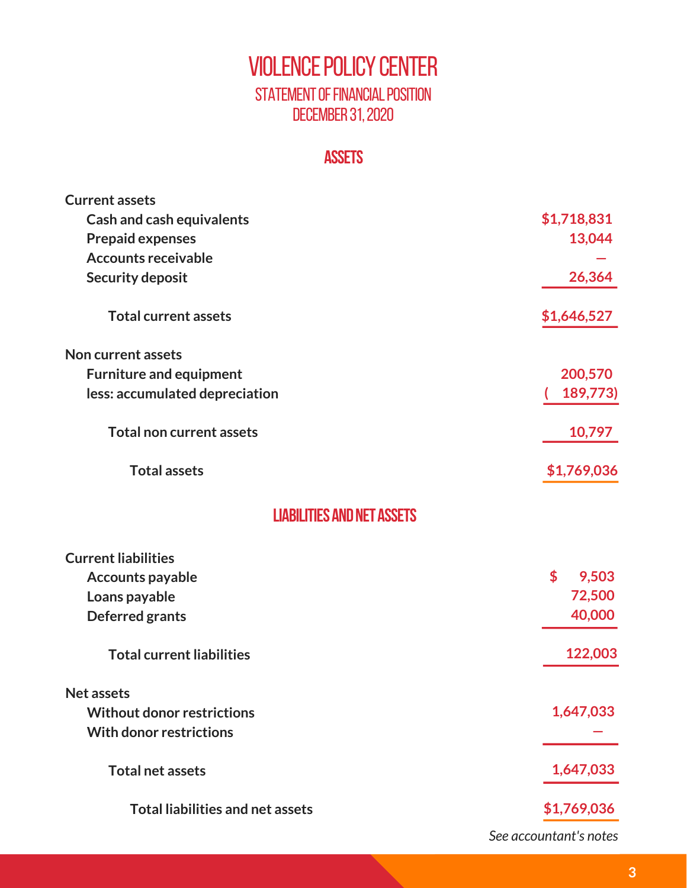# VIOLENCE POLICY CENTER

## STATEMENT OF FINANCIAL POSITION

## DECEMBER 31, 2020

### ASSETS

| | |
|---|---|
| **Current assets** | |
| Cash and cash equivalents | $1,718,831 |
| Prepaid expenses | 13,044 |
| Accounts receivable | — |
| Security deposit | 26,364 |
| **Total current assets** | $1,646,527 |
| **Non current assets** | |
| Furniture and equipment | 200,570 |
| less: accumulated depreciation | ( 189,773) |
| **Total non current assets** | 10,797 |
| **Total assets** | $1,769,036 |

### LIABILITIES AND NET ASSETS

| | |
|---|---|
| **Current liabilities** | |
| Accounts payable | $ 9,503 |
| Loans payable | 72,500 |
| Deferred grants | 40,000 |
| **Total current liabilities** | 122,003 |
| **Net assets** | |
| Without donor restrictions | 1,647,033 |
| With donor restrictions | — |
| **Total net assets** | 1,647,033 |
| **Total liabilities and net assets** | $1,769,036 |

*See accountant's notes*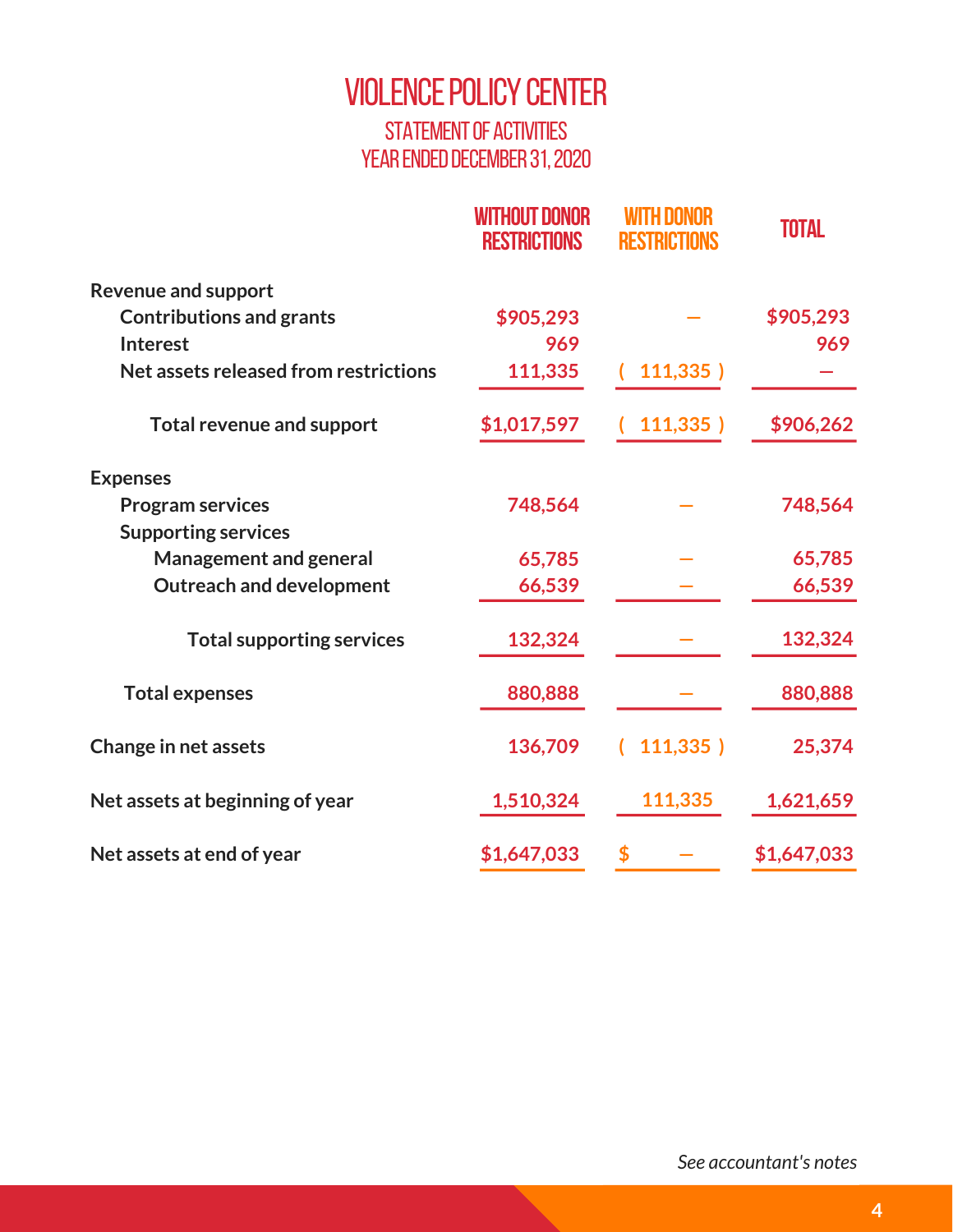# VIOLENCE POLICY CENTER

## STATEMENT OF ACTIVITIES
## YEAR ENDED DECEMBER 31, 2020

| | WITHOUT DONOR RESTRICTIONS | WITH DONOR RESTRICTIONS | TOTAL |
|---|---|---|---|
| **Revenue and support** | | | |
| Contributions and grants | $905,293 | — | $905,293 |
| Interest | 969 | | 969 |
| Net assets released from restrictions | 111,335 | ( 111,335 ) | — |
| Total revenue and support | $1,017,597 | ( 111,335 ) | $906,262 |
| **Expenses** | | | |
| Program services | 748,564 | — | 748,564 |
| Supporting services | | | |
| Management and general | 65,785 | — | 65,785 |
| Outreach and development | 66,539 | — | 66,539 |
| Total supporting services | 132,324 | — | 132,324 |
| Total expenses | 880,888 | — | 880,888 |
| **Change in net assets** | 136,709 | ( 111,335 ) | 25,374 |
| **Net assets at beginning of year** | 1,510,324 | 111,335 | 1,621,659 |
| **Net assets at end of year** | $1,647,033 | $ — | $1,647,033 |

*See accountant's notes*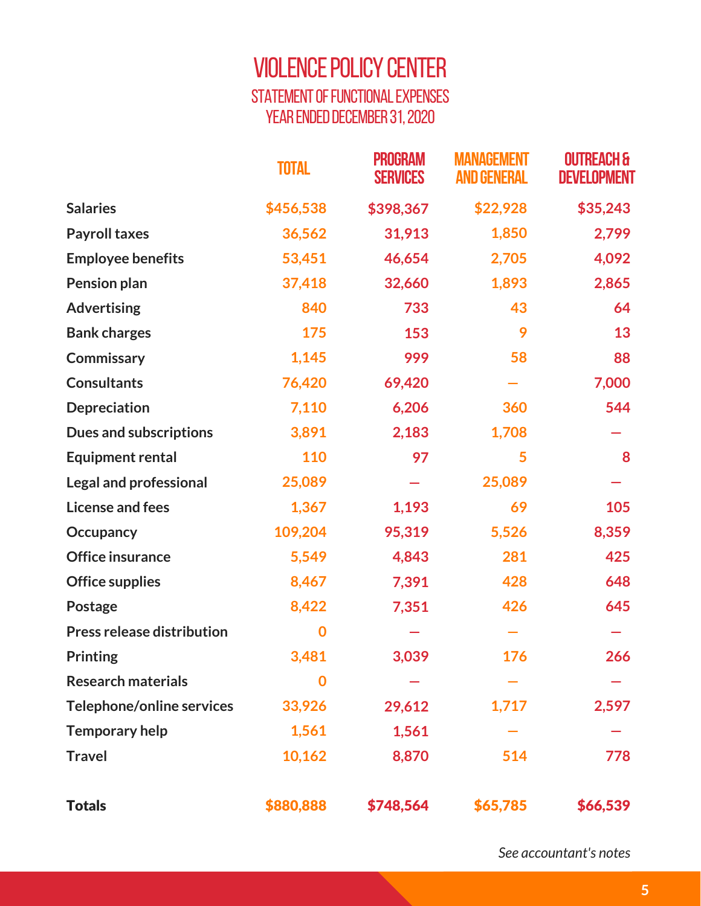# VIOLENCE POLICY CENTER

## STATEMENT OF FUNCTIONAL EXPENSES
## YEAR ENDED DECEMBER 31, 2020

| | TOTAL | PROGRAM SERVICES | MANAGEMENT AND GENERAL | OUTREACH & DEVELOPMENT |
|---|---|---|---|---|
| Salaries | $456,538 | $398,367 | $22,928 | $35,243 |
| Payroll taxes | 36,562 | 31,913 | 1,850 | 2,799 |
| Employee benefits | 53,451 | 46,654 | 2,705 | 4,092 |
| Pension plan | 37,418 | 32,660 | 1,893 | 2,865 |
| Advertising | 840 | 733 | 43 | 64 |
| Bank charges | 175 | 153 | 9 | 13 |
| Commissary | 1,145 | 999 | 58 | 88 |
| Consultants | 76,420 | 69,420 | – | 7,000 |
| Depreciation | 7,110 | 6,206 | 360 | 544 |
| Dues and subscriptions | 3,891 | 2,183 | 1,708 | – |
| Equipment rental | 110 | 97 | 5 | 8 |
| Legal and professional | 25,089 | – | 25,089 | – |
| License and fees | 1,367 | 1,193 | 69 | 105 |
| Occupancy | 109,204 | 95,319 | 5,526 | 8,359 |
| Office insurance | 5,549 | 4,843 | 281 | 425 |
| Office supplies | 8,467 | 7,391 | 428 | 648 |
| Postage | 8,422 | 7,351 | 426 | 645 |
| Press release distribution | 0 | – | – | – |
| Printing | 3,481 | 3,039 | 176 | 266 |
| Research materials | 0 | – | – | – |
| Telephone/online services | 33,926 | 29,612 | 1,717 | 2,597 |
| Temporary help | 1,561 | 1,561 | – | – |
| Travel | 10,162 | 8,870 | 514 | 778 |
| **Totals** | **$880,888** | **$748,564** | **$65,785** | **$66,539** |

*See accountant's notes*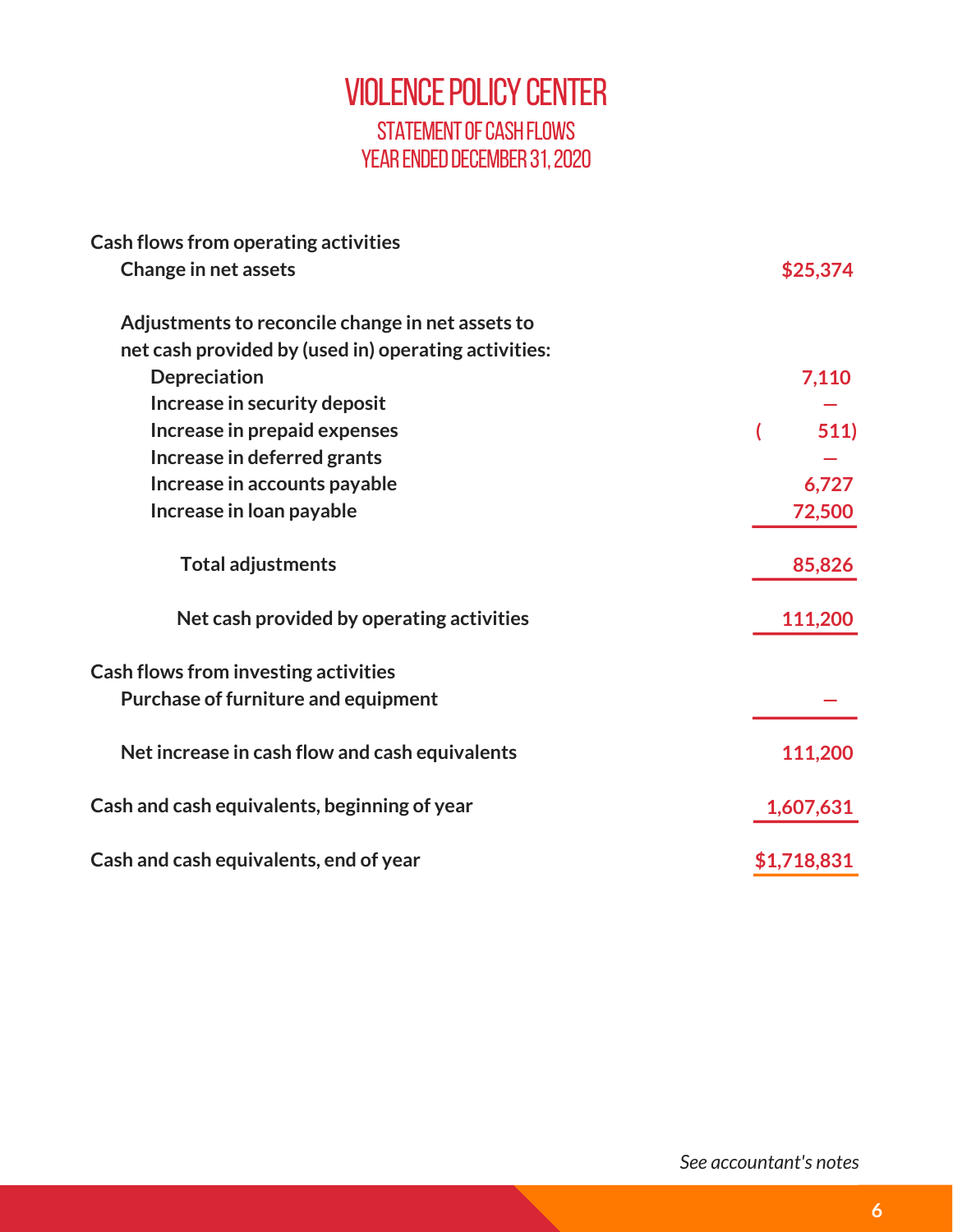# VIOLENCE POLICY CENTER

## STATEMENT OF CASH FLOWS
## YEAR ENDED DECEMBER 31, 2020

| | |
|---|---|
| **Cash flows from operating activities** | |
| **Change in net assets** | **$25,374** |
| **Adjustments to reconcile change in net assets to net cash provided by (used in) operating activities:** | |
| **Depreciation** | **7,110** |
| **Increase in security deposit** | **—** |
| **Increase in prepaid expenses** | **( 511)** |
| **Increase in deferred grants** | **—** |
| **Increase in accounts payable** | **6,727** |
| **Increase in loan payable** | **72,500** |
| **Total adjustments** | **85,826** |
| **Net cash provided by operating activities** | **111,200** |
| **Cash flows from investing activities** | |
| **Purchase of furniture and equipment** | **—** |
| **Net increase in cash flow and cash equivalents** | **111,200** |
| **Cash and cash equivalents, beginning of year** | **1,607,631** |
| **Cash and cash equivalents, end of year** | **$1,718,831** |

*See accountant's notes*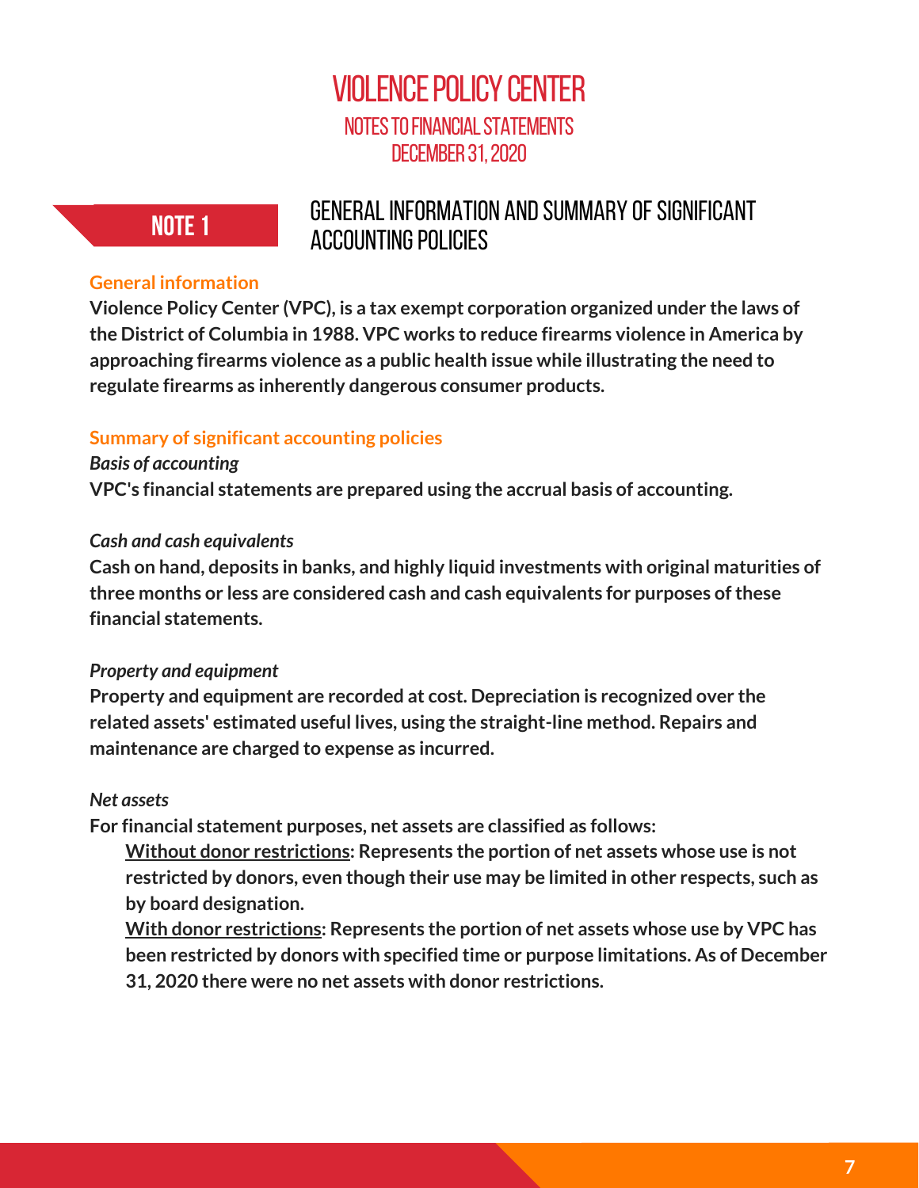# VIOLENCE POLICY CENTER

## NOTES TO FINANCIAL STATEMENTS

## DECEMBER 31, 2020

## NOTE 1 GENERAL INFORMATION AND SUMMARY OF SIGNIFICANT ACCOUNTING POLICIES

### General information

**Violence Policy Center (VPC), is a tax exempt corporation organized under the laws of the District of Columbia in 1988. VPC works to reduce firearms violence in America by approaching firearms violence as a public health issue while illustrating the need to regulate firearms as inherently dangerous consumer products.**

### Summary of significant accounting policies

***Basis of accounting***

**VPC's financial statements are prepared using the accrual basis of accounting.**

***Cash and cash equivalents***

**Cash on hand, deposits in banks, and highly liquid investments with original maturities of three months or less are considered cash and cash equivalents for purposes of these financial statements.**

***Property and equipment***

**Property and equipment are recorded at cost. Depreciation is recognized over the related assets' estimated useful lives, using the straight-line method. Repairs and maintenance are charged to expense as incurred.**

***Net assets***

**For financial statement purposes, net assets are classified as follows:**

- **<u>Without donor restrictions</u>: Represents the portion of net assets whose use is not restricted by donors, even though their use may be limited in other respects, such as by board designation.**
- **<u>With donor restrictions</u>: Represents the portion of net assets whose use by VPC has been restricted by donors with specified time or purpose limitations. As of December 31, 2020 there were no net assets with donor restrictions.**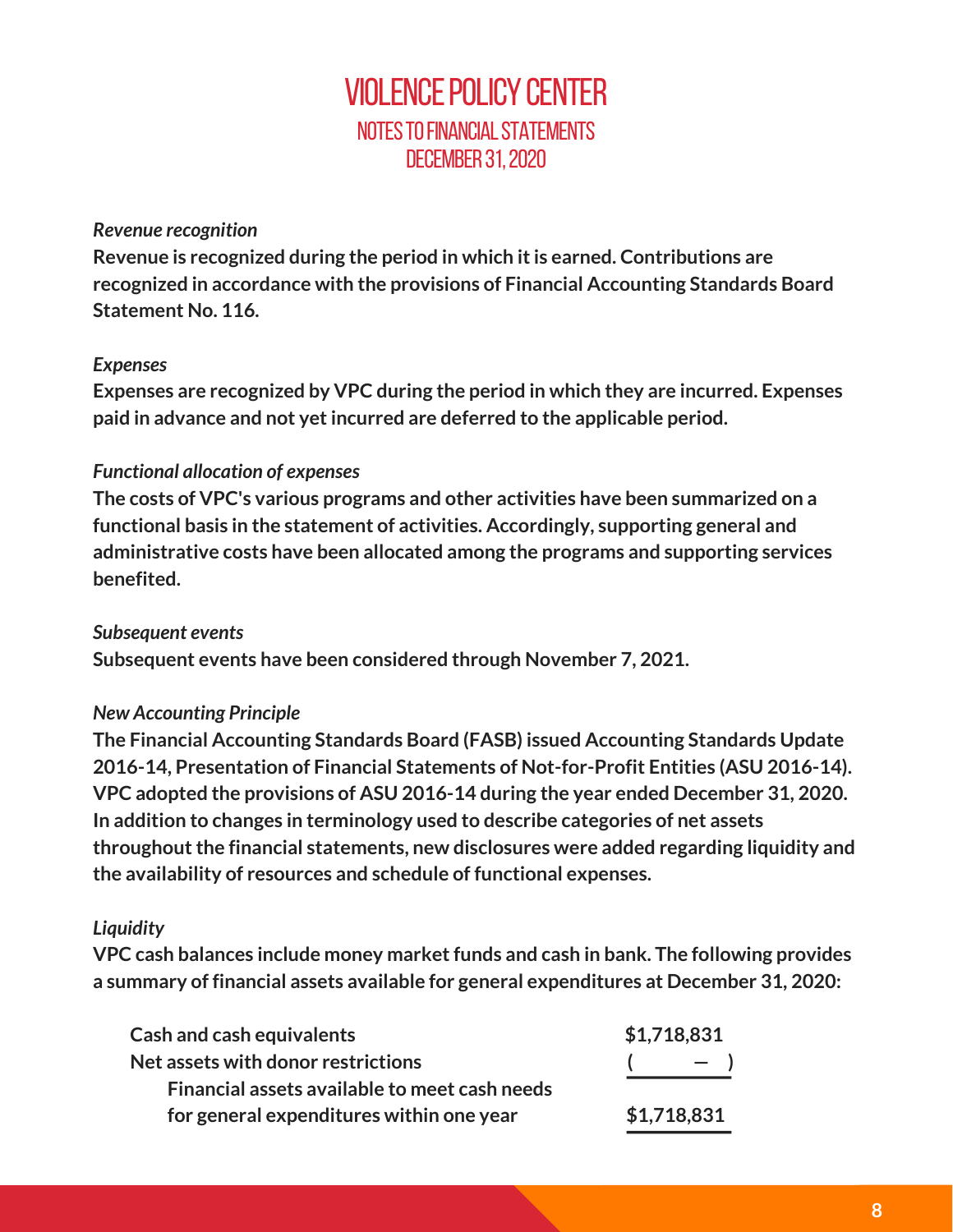# VIOLENCE POLICY CENTER

## NOTES TO FINANCIAL STATEMENTS

## DECEMBER 31, 2020

*Revenue recognition*

**Revenue is recognized during the period in which it is earned. Contributions are recognized in accordance with the provisions of Financial Accounting Standards Board Statement No. 116.**

*Expenses*

**Expenses are recognized by VPC during the period in which they are incurred. Expenses paid in advance and not yet incurred are deferred to the applicable period.**

*Functional allocation of expenses*

**The costs of VPC's various programs and other activities have been summarized on a functional basis in the statement of activities. Accordingly, supporting general and administrative costs have been allocated among the programs and supporting services benefited.**

*Subsequent events*

**Subsequent events have been considered through November 7, 2021.**

*New Accounting Principle*

**The Financial Accounting Standards Board (FASB) issued Accounting Standards Update 2016-14, Presentation of Financial Statements of Not-for-Profit Entities (ASU 2016-14). VPC adopted the provisions of ASU 2016-14 during the year ended December 31, 2020. In addition to changes in terminology used to describe categories of net assets throughout the financial statements, new disclosures were added regarding liquidity and the availability of resources and schedule of functional expenses.**

*Liquidity*

**VPC cash balances include money market funds and cash in bank. The following provides a summary of financial assets available for general expenditures at December 31, 2020:**

| | |
|---|---|
| **Cash and cash equivalents** | **$1,718,831** |
| **Net assets with donor restrictions** | **( — )** |
| **Financial assets available to meet cash needs for general expenditures within one year** | **$1,718,831** |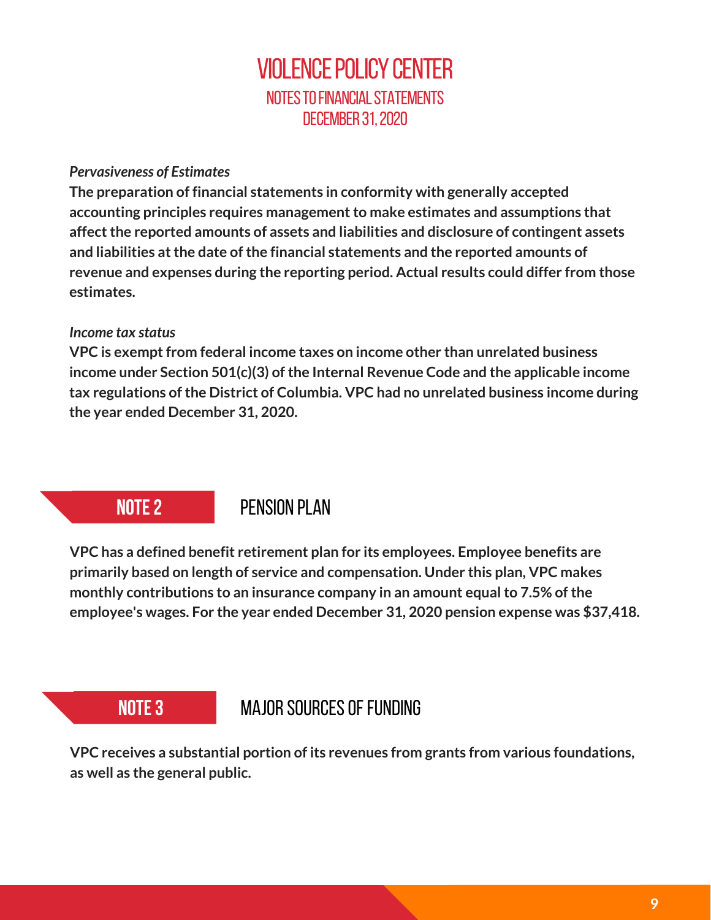# VIOLENCE POLICY CENTER

## NOTES TO FINANCIAL STATEMENTS

## DECEMBER 31, 2020

*Pervasiveness of Estimates*

**The preparation of financial statements in conformity with generally accepted accounting principles requires management to make estimates and assumptions that affect the reported amounts of assets and liabilities and disclosure of contingent assets and liabilities at the date of the financial statements and the reported amounts of revenue and expenses during the reporting period. Actual results could differ from those estimates.**

*Income tax status*

**VPC is exempt from federal income taxes on income other than unrelated business income under Section 501(c)(3) of the Internal Revenue Code and the applicable income tax regulations of the District of Columbia. VPC had no unrelated business income during the year ended December 31, 2020.**

## NOTE 2 PENSION PLAN

**VPC has a defined benefit retirement plan for its employees. Employee benefits are primarily based on length of service and compensation. Under this plan, VPC makes monthly contributions to an insurance company in an amount equal to 7.5% of the employee's wages. For the year ended December 31, 2020 pension expense was $37,418.**

## NOTE 3 MAJOR SOURCES OF FUNDING

**VPC receives a substantial portion of its revenues from grants from various foundations, as well as the general public.**